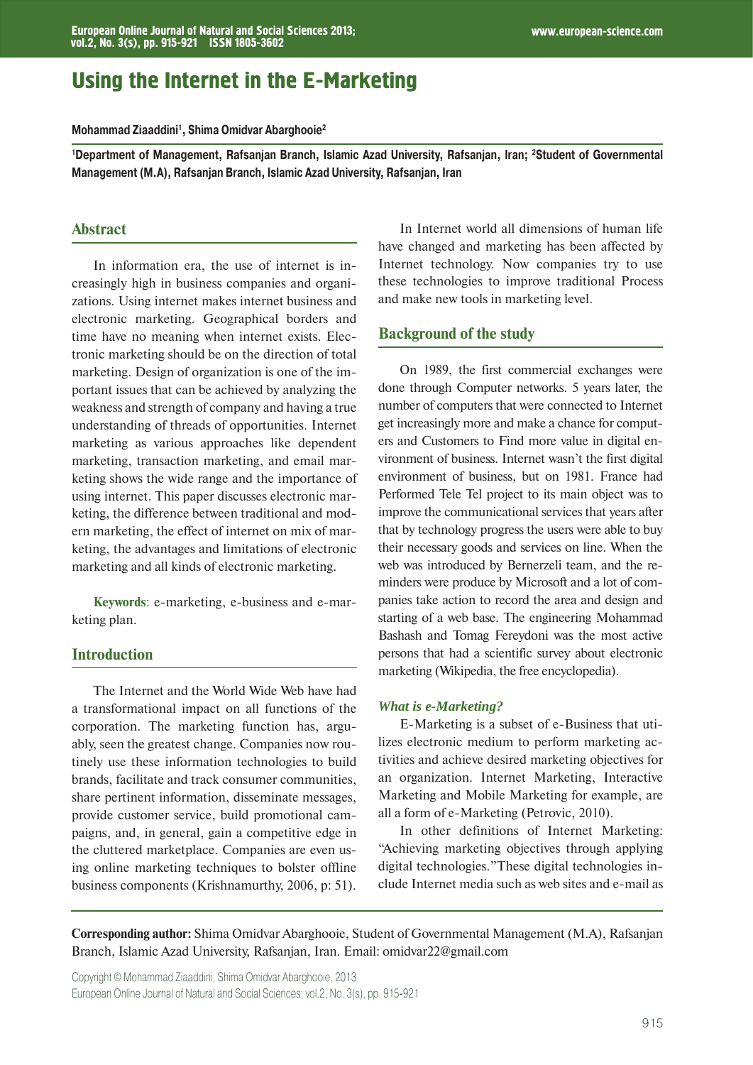# Using the Internet in the E-Marketing

**Mohammad Ziaaddini[1], Shima Omidvar Abarghooie[2]**

**[1]Department of Management, Rafsanjan Branch, Islamic Azad University, Rafsanjan, Iran; [2]Student of Governmental Management (M.A), Rafsanjan Branch, Islamic Azad University, Rafsanjan, Iran**

## Abstract

In information era, the use of internet is increasingly high in business companies and organizations. Using internet makes internet business and electronic marketing. Geographical borders and time have no meaning when internet exists. Electronic marketing should be on the direction of total marketing. Design of organization is one of the important issues that can be achieved by analyzing the weakness and strength of company and having a true understanding of threads of opportunities. Internet marketing as various approaches like dependent marketing, transaction marketing, and email marketing shows the wide range and the importance of using internet. This paper discusses electronic marketing, the difference between traditional and modern marketing, the effect of internet on mix of marketing, the advantages and limitations of electronic marketing and all kinds of electronic marketing.

**Keywords**: e-marketing, e-business and e-marketing plan.

## Introduction

The Internet and the World Wide Web have had a transformational impact on all functions of the corporation. The marketing function has, arguably, seen the greatest change. Companies now routinely use these information technologies to build brands, facilitate and track consumer communities, share pertinent information, disseminate messages, provide customer service, build promotional campaigns, and, in general, gain a competitive edge in the cluttered marketplace. Companies are even using online marketing techniques to bolster offline business components (Krishnamurthy, 2006, p: 51).

In Internet world all dimensions of human life have changed and marketing has been affected by Internet technology. Now companies try to use these technologies to improve traditional Process and make new tools in marketing level.

## Background of the study

On 1989, the first commercial exchanges were done through Computer networks. 5 years later, the number of computers that were connected to Internet get increasingly more and make a chance for computers and Customers to Find more value in digital environment of business. Internet wasn't the first digital environment of business, but on 1981. France had Performed Tele Tel project to its main object was to improve the communicational services that years after that by technology progress the users were able to buy their necessary goods and services on line. When the web was introduced by Bernerzeli team, and the reminders were produce by Microsoft and a lot of companies take action to record the area and design and starting of a web base. The engineering Mohammad Bashash and Tomag Fereydoni was the most active persons that had a scientific survey about electronic marketing (Wikipedia, the free encyclopedia).

### *What is e-Marketing?*

E-Marketing is a subset of e-Business that utilizes electronic medium to perform marketing activities and achieve desired marketing objectives for an organization. Internet Marketing, Interactive Marketing and Mobile Marketing for example, are all a form of e-Marketing (Petrovic, 2010).

In other definitions of Internet Marketing: "Achieving marketing objectives through applying digital technologies."These digital technologies include Internet media such as web sites and e-mail as

**Corresponding author:** Shima Omidvar Abarghooie, Student of Governmental Management (M.A), Rafsanjan Branch, Islamic Azad University, Rafsanjan, Iran. Email: omidvar22@gmail.com

Copyright © Mohammad Ziaaddini, Shima Omidvar Abarghooie, 2013
European Online Journal of Natural and Social Sciences; vol.2, No. 3(s), pp. 915-921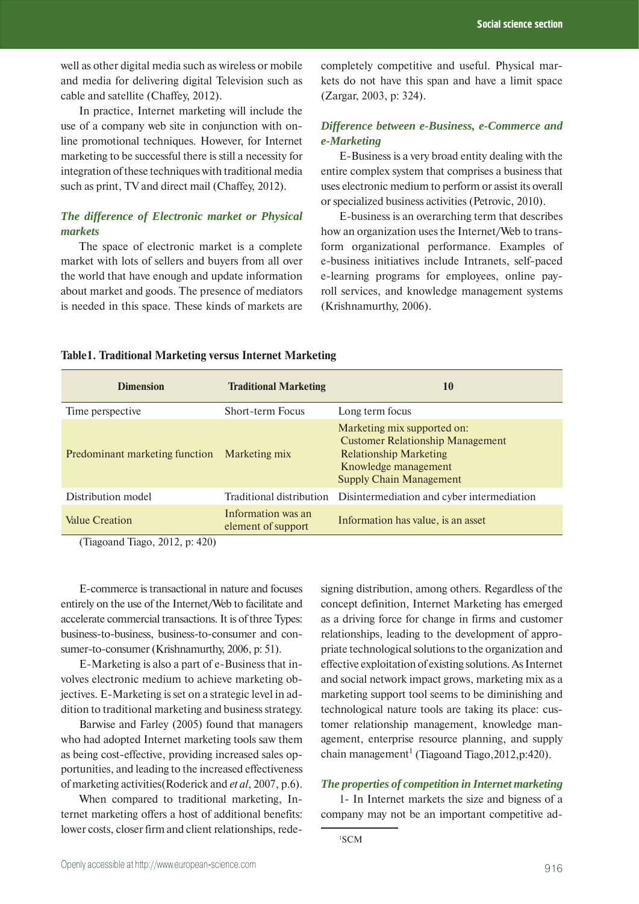well as other digital media such as wireless or mobile and media for delivering digital Television such as cable and satellite (Chaffey, 2012).

In practice, Internet marketing will include the use of a company web site in conjunction with online promotional techniques. However, for Internet marketing to be successful there is still a necessity for integration of these techniques with traditional media such as print, TV and direct mail (Chaffey, 2012).

### *The difference of Electronic market or Physical markets*

The space of electronic market is a complete market with lots of sellers and buyers from all over the world that have enough and update information about market and goods. The presence of mediators is needed in this space. These kinds of markets are completely competitive and useful. Physical markets do not have this span and have a limit space (Zargar, 2003, p: 324).

### *Difference between e-Business, e-Commerce and e-Marketing*

E-Business is a very broad entity dealing with the entire complex system that comprises a business that uses electronic medium to perform or assist its overall or specialized business activities (Petrovic, 2010).

E-business is an overarching term that describes how an organization uses the Internet/Web to transform organizational performance. Examples of e-business initiatives include Intranets, self-paced e-learning programs for employees, online payroll services, and knowledge management systems (Krishnamurthy, 2006).

**Table1. Traditional Marketing versus Internet Marketing**

| Dimension | Traditional Marketing | 10 |
|---|---|---|
| Time perspective | Short-term Focus | Long term focus |
| Predominant marketing function | Marketing mix | Marketing mix supported on: Customer Relationship Management, Relationship Marketing, Knowledge management, Supply Chain Management |
| Distribution model | Traditional distribution | Disintermediation and cyber intermediation |
| Value Creation | Information was an element of support | Information has value, is an asset |

(Tiagoand Tiago, 2012, p: 420)

E-commerce is transactional in nature and focuses entirely on the use of the Internet/Web to facilitate and accelerate commercial transactions. It is of three Types: business-to-business, business-to-consumer and consumer-to-consumer (Krishnamurthy, 2006, p: 51).

E-Marketing is also a part of e-Business that involves electronic medium to achieve marketing objectives. E-Marketing is set on a strategic level in addition to traditional marketing and business strategy.

Barwise and Farley (2005) found that managers who had adopted Internet marketing tools saw them as being cost-effective, providing increased sales opportunities, and leading to the increased effectiveness of marketing activities(Roderick and *et al*, 2007, p.6).

When compared to traditional marketing, Internet marketing offers a host of additional benefits: lower costs, closer firm and client relationships, redesigning distribution, among others. Regardless of the concept definition, Internet Marketing has emerged as a driving force for change in firms and customer relationships, leading to the development of appropriate technological solutions to the organization and effective exploitation of existing solutions. As Internet and social network impact grows, marketing mix as a marketing support tool seems to be diminishing and technological nature tools are taking its place: customer relationship management, knowledge management, enterprise resource planning, and supply chain management[1] (Tiagoand Tiago,2012,p:420).

### *The properties of competition in Internet marketing*

1- In Internet markets the size and bigness of a company may not be an important competitive ad-

[1] SCM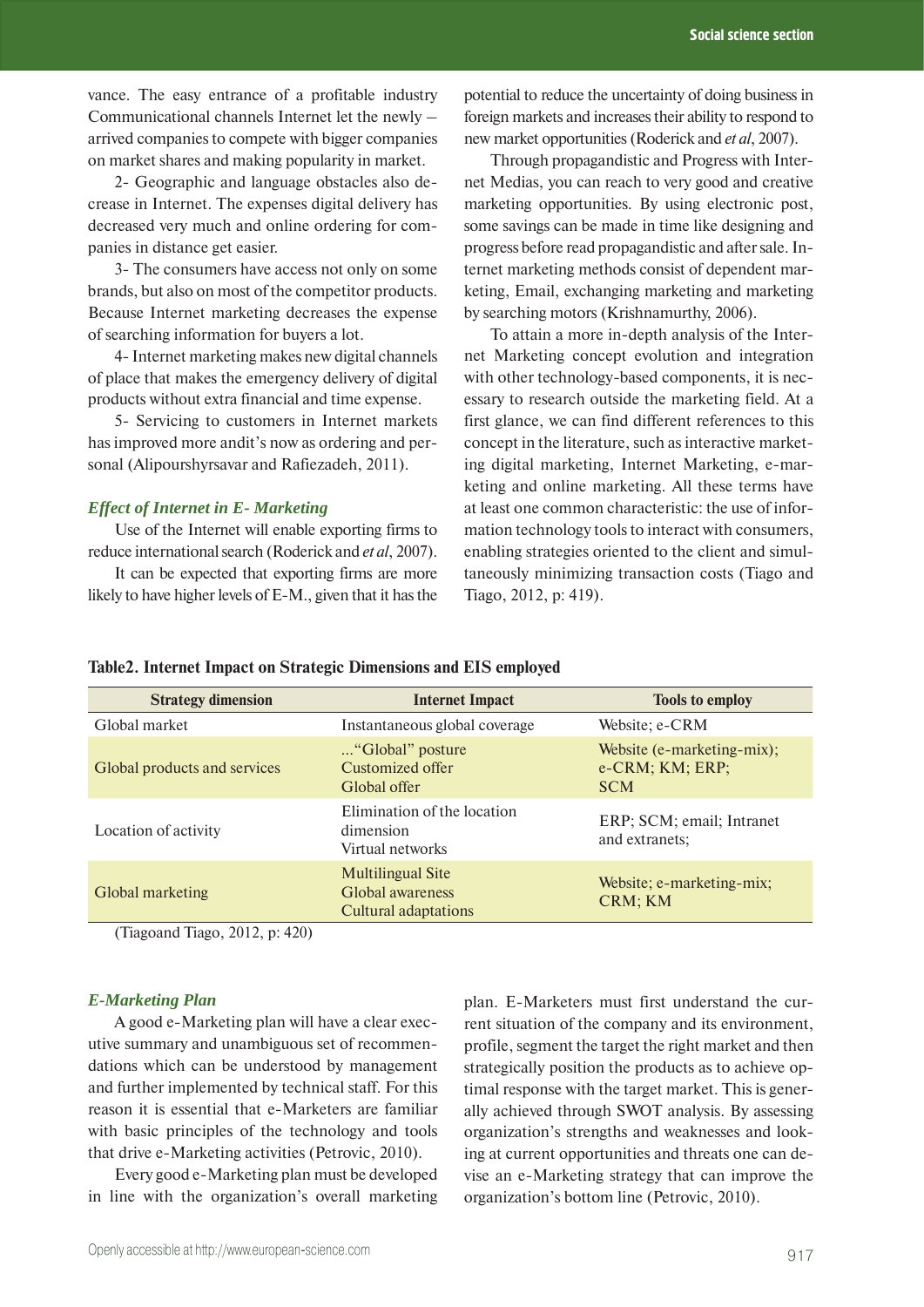vance. The easy entrance of a profitable industry Communicational channels Internet let the newly – arrived companies to compete with bigger companies on market shares and making popularity in market.

2- Geographic and language obstacles also decrease in Internet. The expenses digital delivery has decreased very much and online ordering for companies in distance get easier.

3- The consumers have access not only on some brands, but also on most of the competitor products. Because Internet marketing decreases the expense of searching information for buyers a lot.

4- Internet marketing makes new digital channels of place that makes the emergency delivery of digital products without extra financial and time expense.

5- Servicing to customers in Internet markets has improved more andit's now as ordering and personal (Alipourshyrsavar and Rafiezadeh, 2011).

### *Effect of Internet in E- Marketing*

Use of the Internet will enable exporting firms to reduce international search (Roderick and *et al*, 2007).

It can be expected that exporting firms are more likely to have higher levels of E-M., given that it has the potential to reduce the uncertainty of doing business in foreign markets and increases their ability to respond to new market opportunities (Roderick and *et al*, 2007).

Through propagandistic and Progress with Internet Medias, you can reach to very good and creative marketing opportunities. By using electronic post, some savings can be made in time like designing and progress before read propagandistic and after sale. Internet marketing methods consist of dependent marketing, Email, exchanging marketing and marketing by searching motors (Krishnamurthy, 2006).

To attain a more in-depth analysis of the Internet Marketing concept evolution and integration with other technology-based components, it is necessary to research outside the marketing field. At a first glance, we can find different references to this concept in the literature, such as interactive marketing digital marketing, Internet Marketing, e-marketing and online marketing. All these terms have at least one common characteristic: the use of information technology tools to interact with consumers, enabling strategies oriented to the client and simultaneously minimizing transaction costs (Tiago and Tiago, 2012, p: 419).

**Table2. Internet Impact on Strategic Dimensions and EIS employed**

| Strategy dimension | Internet Impact | Tools to employ |
|---|---|---|
| Global market | Instantaneous global coverage | Website; e-CRM |
| Global products and services | ..."Global" posture<br>Customized offer<br>Global offer | Website (e-marketing-mix);<br>e-CRM; KM; ERP;<br>SCM |
| Location of activity | Elimination of the location dimension<br>Virtual networks | ERP; SCM; email; Intranet and extranets; |
| Global marketing | Multilingual Site<br>Global awareness<br>Cultural adaptations | Website; e-marketing-mix;<br>CRM; KM |

(Tiagoand Tiago, 2012, p: 420)

### *E-Marketing Plan*

A good e-Marketing plan will have a clear executive summary and unambiguous set of recommendations which can be understood by management and further implemented by technical staff. For this reason it is essential that e-Marketers are familiar with basic principles of the technology and tools that drive e-Marketing activities (Petrovic, 2010).

Every good e-Marketing plan must be developed in line with the organization's overall marketing plan. E-Marketers must first understand the current situation of the company and its environment, profile, segment the target the right market and then strategically position the products as to achieve optimal response with the target market. This is generally achieved through SWOT analysis. By assessing organization's strengths and weaknesses and looking at current opportunities and threats one can devise an e-Marketing strategy that can improve the organization's bottom line (Petrovic, 2010).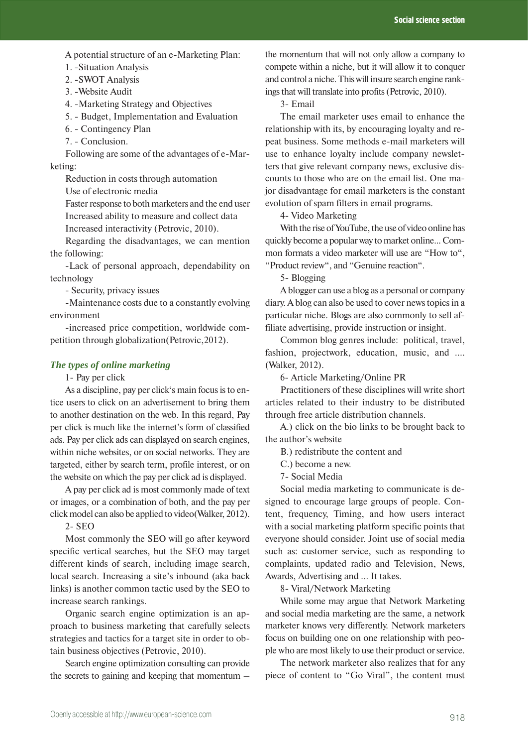A potential structure of an e-Marketing Plan:

1. -Situation Analysis
2. -SWOT Analysis
3. -Website Audit
4. -Marketing Strategy and Objectives
5. - Budget, Implementation and Evaluation
6. - Contingency Plan
7. - Conclusion.

Following are some of the advantages of e-Marketing:

Reduction in costs through automation

Use of electronic media

Faster response to both marketers and the end user

Increased ability to measure and collect data

Increased interactivity (Petrovic, 2010).

Regarding the disadvantages, we can mention the following:

-Lack of personal approach, dependability on technology

- Security, privacy issues

-Maintenance costs due to a constantly evolving environment

-increased price competition, worldwide competition through globalization(Petrovic,2012).

### *The types of online marketing*

1- Pay per click

As a discipline, pay per click's main focus is to entice users to click on an advertisement to bring them to another destination on the web. In this regard, Pay per click is much like the internet's form of classified ads. Pay per click ads can displayed on search engines, within niche websites, or on social networks. They are targeted, either by search term, profile interest, or on the website on which the pay per click ad is displayed.

A pay per click ad is most commonly made of text or images, or a combination of both, and the pay per click model can also be applied to video(Walker, 2012).

2- SEO

Most commonly the SEO will go after keyword specific vertical searches, but the SEO may target different kinds of search, including image search, local search. Increasing a site's inbound (aka back links) is another common tactic used by the SEO to increase search rankings.

Organic search engine optimization is an approach to business marketing that carefully selects strategies and tactics for a target site in order to obtain business objectives (Petrovic, 2010).

Search engine optimization consulting can provide the secrets to gaining and keeping that momentum – the momentum that will not only allow a company to compete within a niche, but it will allow it to conquer and control a niche. This will insure search engine rankings that will translate into profits (Petrovic, 2010).

3- Email

The email marketer uses email to enhance the relationship with its, by encouraging loyalty and repeat business. Some methods e-mail marketers will use to enhance loyalty include company newsletters that give relevant company news, exclusive discounts to those who are on the email list. One major disadvantage for email marketers is the constant evolution of spam filters in email programs.

4- Video Marketing

With the rise of YouTube, the use of video online has quickly become a popular way to market online... Common formats a video marketer will use are "How to", "Product review", and "Genuine reaction".

5- Blogging

A blogger can use a blog as a personal or company diary. A blog can also be used to cover news topics in a particular niche. Blogs are also commonly to sell affiliate advertising, provide instruction or insight.

Common blog genres include: political, travel, fashion, projectwork, education, music, and .... (Walker, 2012).

6- Article Marketing/Online PR

Practitioners of these disciplines will write short articles related to their industry to be distributed through free article distribution channels.

A.) click on the bio links to be brought back to the author's website

B.) redistribute the content and

C.) become a new.

7- Social Media

Social media marketing to communicate is designed to encourage large groups of people. Content, frequency, Timing, and how users interact with a social marketing platform specific points that everyone should consider. Joint use of social media such as: customer service, such as responding to complaints, updated radio and Television, News, Awards, Advertising and ... It takes.

8- Viral/Network Marketing

While some may argue that Network Marketing and social media marketing are the same, a network marketer knows very differently. Network marketers focus on building one on one relationship with people who are most likely to use their product or service.

The network marketer also realizes that for any piece of content to "Go Viral", the content must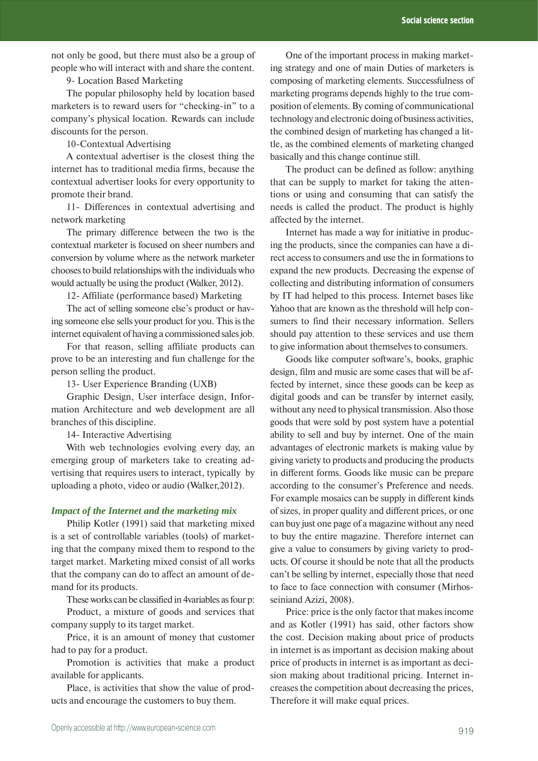not only be good, but there must also be a group of people who will interact with and share the content.

9- Location Based Marketing

The popular philosophy held by location based marketers is to reward users for "checking-in" to a company's physical location. Rewards can include discounts for the person.

10-Contextual Advertising

A contextual advertiser is the closest thing the internet has to traditional media firms, because the contextual advertiser looks for every opportunity to promote their brand.

11- Differences in contextual advertising and network marketing

The primary difference between the two is the contextual marketer is focused on sheer numbers and conversion by volume where as the network marketer chooses to build relationships with the individuals who would actually be using the product (Walker, 2012).

12- Affiliate (performance based) Marketing

The act of selling someone else's product or having someone else sells your product for you. This is the internet equivalent of having a commissioned sales job.

For that reason, selling affiliate products can prove to be an interesting and fun challenge for the person selling the product.

13- User Experience Branding (UXB)

Graphic Design, User interface design, Information Architecture and web development are all branches of this discipline.

14- Interactive Advertising

With web technologies evolving every day, an emerging group of marketers take to creating advertising that requires users to interact, typically by uploading a photo, video or audio (Walker,2012).

### *Impact of the Internet and the marketing mix*

Philip Kotler (1991) said that marketing mixed is a set of controllable variables (tools) of marketing that the company mixed them to respond to the target market. Marketing mixed consist of all works that the company can do to affect an amount of demand for its products.

These works can be classified in 4variables as four p:

Product, a mixture of goods and services that company supply to its target market.

Price, it is an amount of money that customer had to pay for a product.

Promotion is activities that make a product available for applicants.

Place, is activities that show the value of products and encourage the customers to buy them.

One of the important process in making marketing strategy and one of main Duties of marketers is composing of marketing elements. Successfulness of marketing programs depends highly to the true composition of elements. By coming of communicational technology and electronic doing of business activities, the combined design of marketing has changed a little, as the combined elements of marketing changed basically and this change continue still.

The product can be defined as follow: anything that can be supply to market for taking the attentions or using and consuming that can satisfy the needs is called the product. The product is highly affected by the internet.

Internet has made a way for initiative in producing the products, since the companies can have a direct access to consumers and use the in formations to expand the new products. Decreasing the expense of collecting and distributing information of consumers by IT had helped to this process. Internet bases like Yahoo that are known as the threshold will help consumers to find their necessary information. Sellers should pay attention to these services and use them to give information about themselves to consumers.

Goods like computer software's, books, graphic design, film and music are some cases that will be affected by internet, since these goods can be keep as digital goods and can be transfer by internet easily, without any need to physical transmission. Also those goods that were sold by post system have a potential ability to sell and buy by internet. One of the main advantages of electronic markets is making value by giving variety to products and producing the products in different forms. Goods like music can be prepare according to the consumer's Preference and needs. For example mosaics can be supply in different kinds of sizes, in proper quality and different prices, or one can buy just one page of a magazine without any need to buy the entire magazine. Therefore internet can give a value to consumers by giving variety to products. Of course it should be note that all the products can't be selling by internet, especially those that need to face to face connection with consumer (Mirhosseiniand Azizi, 2008).

Price: price is the only factor that makes income and as Kotler (1991) has said, other factors show the cost. Decision making about price of products in internet is as important as decision making about price of products in internet is as important as decision making about traditional pricing. Internet increases the competition about decreasing the prices, Therefore it will make equal prices.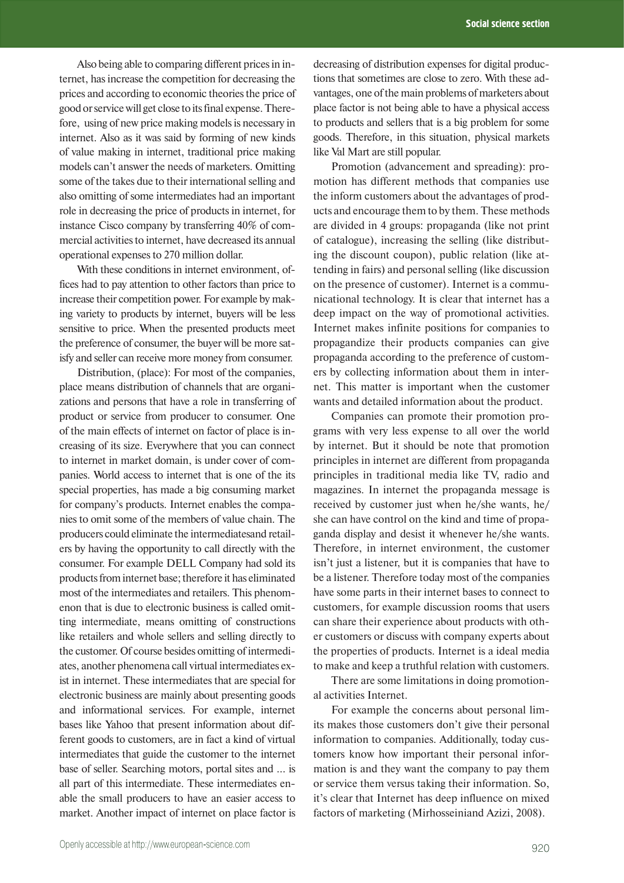Also being able to comparing different prices in internet, has increase the competition for decreasing the prices and according to economic theories the price of good or service will get close to its final expense. Therefore, using of new price making models is necessary in internet. Also as it was said by forming of new kinds of value making in internet, traditional price making models can't answer the needs of marketers. Omitting some of the takes due to their international selling and also omitting of some intermediates had an important role in decreasing the price of products in internet, for instance Cisco company by transferring 40% of commercial activities to internet, have decreased its annual operational expenses to 270 million dollar.

With these conditions in internet environment, offices had to pay attention to other factors than price to increase their competition power. For example by making variety to products by internet, buyers will be less sensitive to price. When the presented products meet the preference of consumer, the buyer will be more satisfy and seller can receive more money from consumer.

Distribution, (place): For most of the companies, place means distribution of channels that are organizations and persons that have a role in transferring of product or service from producer to consumer. One of the main effects of internet on factor of place is increasing of its size. Everywhere that you can connect to internet in market domain, is under cover of companies. World access to internet that is one of the its special properties, has made a big consuming market for company's products. Internet enables the companies to omit some of the members of value chain. The producers could eliminate the intermediatesand retailers by having the opportunity to call directly with the consumer. For example DELL Company had sold its products from internet base; therefore it has eliminated most of the intermediates and retailers. This phenomenon that is due to electronic business is called omitting intermediate, means omitting of constructions like retailers and whole sellers and selling directly to the customer. Of course besides omitting of intermediates, another phenomena call virtual intermediates exist in internet. These intermediates that are special for electronic business are mainly about presenting goods and informational services. For example, internet bases like Yahoo that present information about different goods to customers, are in fact a kind of virtual intermediates that guide the customer to the internet base of seller. Searching motors, portal sites and ... is all part of this intermediate. These intermediates enable the small producers to have an easier access to market. Another impact of internet on place factor is decreasing of distribution expenses for digital productions that sometimes are close to zero. With these advantages, one of the main problems of marketers about place factor is not being able to have a physical access to products and sellers that is a big problem for some goods. Therefore, in this situation, physical markets like Val Mart are still popular.

Promotion (advancement and spreading): promotion has different methods that companies use the inform customers about the advantages of products and encourage them to by them. These methods are divided in 4 groups: propaganda (like not print of catalogue), increasing the selling (like distributing the discount coupon), public relation (like attending in fairs) and personal selling (like discussion on the presence of customer). Internet is a communicational technology. It is clear that internet has a deep impact on the way of promotional activities. Internet makes infinite positions for companies to propagandize their products companies can give propaganda according to the preference of customers by collecting information about them in internet. This matter is important when the customer wants and detailed information about the product.

Companies can promote their promotion programs with very less expense to all over the world by internet. But it should be note that promotion principles in internet are different from propaganda principles in traditional media like TV, radio and magazines. In internet the propaganda message is received by customer just when he/she wants, he/she can have control on the kind and time of propaganda display and desist it whenever he/she wants. Therefore, in internet environment, the customer isn't just a listener, but it is companies that have to be a listener. Therefore today most of the companies have some parts in their internet bases to connect to customers, for example discussion rooms that users can share their experience about products with other customers or discuss with company experts about the properties of products. Internet is a ideal media to make and keep a truthful relation with customers.

There are some limitations in doing promotional activities Internet.

For example the concerns about personal limits makes those customers don't give their personal information to companies. Additionally, today customers know how important their personal information is and they want the company to pay them or service them versus taking their information. So, it's clear that Internet has deep influence on mixed factors of marketing (Mirhosseiniand Azizi, 2008).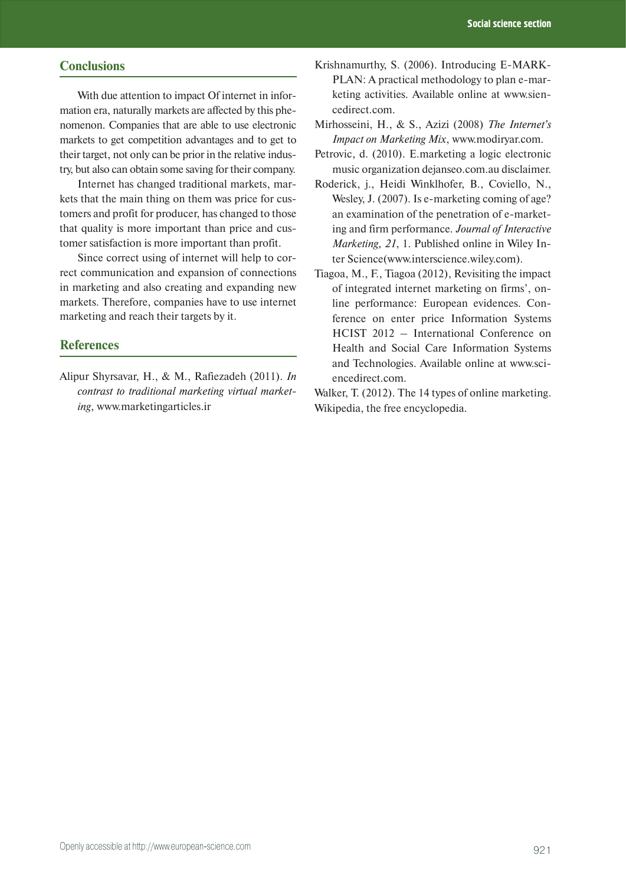## Conclusions

With due attention to impact Of internet in information era, naturally markets are affected by this phenomenon. Companies that are able to use electronic markets to get competition advantages and to get to their target, not only can be prior in the relative industry, but also can obtain some saving for their company.

Internet has changed traditional markets, markets that the main thing on them was price for customers and profit for producer, has changed to those that quality is more important than price and customer satisfaction is more important than profit.

Since correct using of internet will help to correct communication and expansion of connections in marketing and also creating and expanding new markets. Therefore, companies have to use internet marketing and reach their targets by it.

## References

Alipur Shyrsavar, H., & M., Rafiezadeh (2011). *In contrast to traditional marketing virtual marketing*, www.marketingarticles.ir

Krishnamurthy, S. (2006). Introducing E-MARKPLAN: A practical methodology to plan e-marketing activities. Available online at www.siencedirect.com.

Mirhosseini, H., & S., Azizi (2008) *The Internet's Impact on Marketing Mix*, www.modiryar.com.

Petrovic, d. (2010). E.marketing a logic electronic music organization dejanseo.com.au disclaimer.

Roderick, j., Heidi Winklhofer, B., Coviello, N., Wesley, J. (2007). Is e-marketing coming of age? an examination of the penetration of e-marketing and firm performance. *Journal of Interactive Marketing, 21*, 1. Published online in Wiley Inter Science(www.interscience.wiley.com).

Tiagoa, M., F., Tiagoa (2012), Revisiting the impact of integrated internet marketing on firms', online performance: European evidences. Conference on enter price Information Systems HCIST 2012 – International Conference on Health and Social Care Information Systems and Technologies. Available online at www.sciencedirect.com.

Walker, T. (2012). The 14 types of online marketing.

Wikipedia, the free encyclopedia.